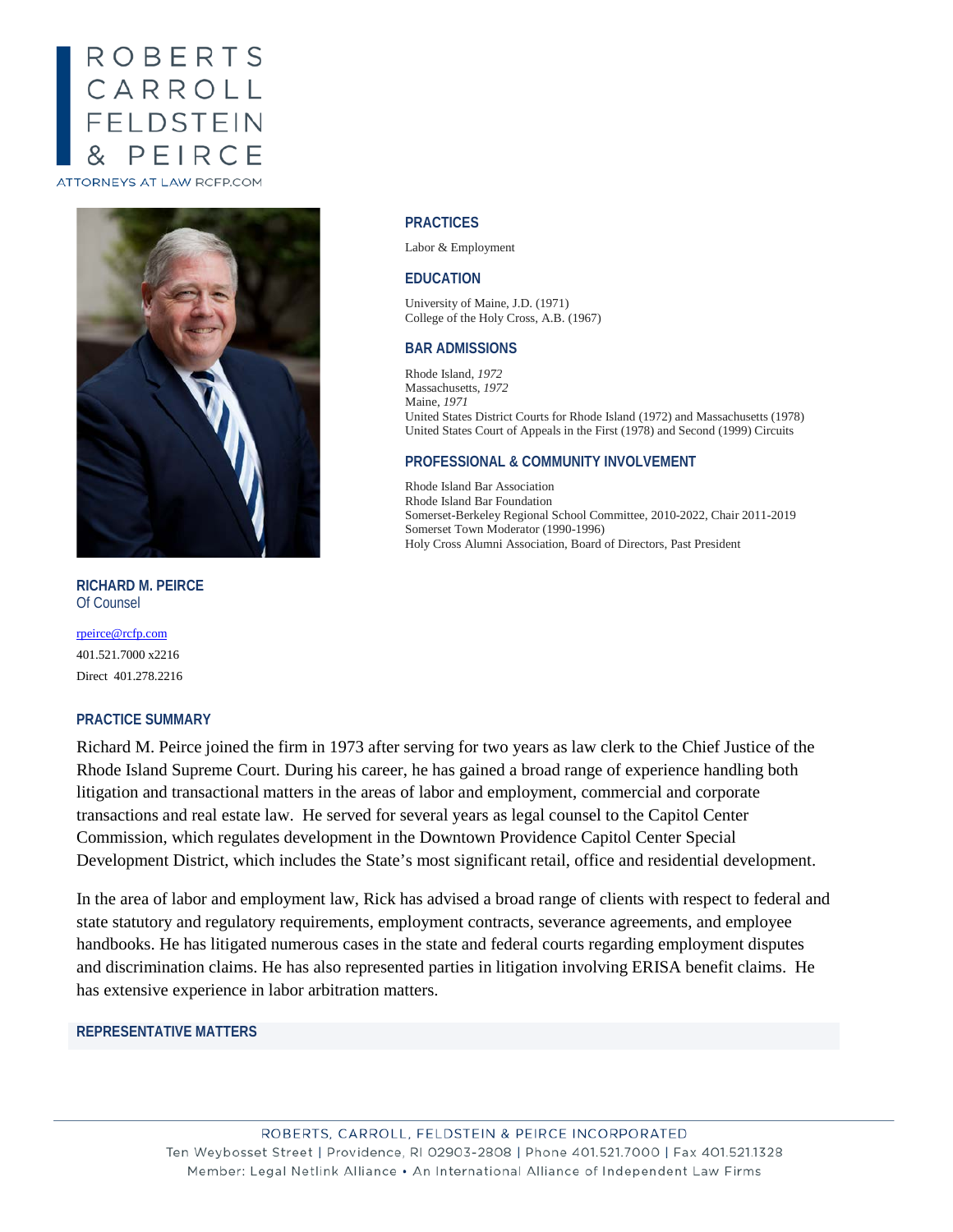ROBERTS CARROLL FELDSTEIN & PEIRCE

ATTORNEYS AT LAW RCFP.COM

## PRACTICES

Labor & Employment

## EDUCATION

University of Maine, J.D. (1971)
College of the Holy Cross, A.B. (1967)

## BAR ADMISSIONS

Rhode Island, *1972*
Massachusetts, *1972*
Maine, *1971*
United States District Courts for Rhode Island (1972) and Massachusetts (1978)
United States Court of Appeals in the First (1978) and Second (1999) Circuits

## PROFESSIONAL & COMMUNITY INVOLVEMENT

Rhode Island Bar Association
Rhode Island Bar Foundation
Somerset-Berkeley Regional School Committee, 2010-2022, Chair 2011-2019
Somerset Town Moderator (1990-1996)
Holy Cross Alumni Association, Board of Directors, Past President

**RICHARD M. PEIRCE**
Of Counsel

rpeirce@rcfp.com
401.521.7000 x2216
Direct 401.278.2216

## PRACTICE SUMMARY

Richard M. Peirce joined the firm in 1973 after serving for two years as law clerk to the Chief Justice of the Rhode Island Supreme Court. During his career, he has gained a broad range of experience handling both litigation and transactional matters in the areas of labor and employment, commercial and corporate transactions and real estate law. He served for several years as legal counsel to the Capitol Center Commission, which regulates development in the Downtown Providence Capitol Center Special Development District, which includes the State's most significant retail, office and residential development.

In the area of labor and employment law, Rick has advised a broad range of clients with respect to federal and state statutory and regulatory requirements, employment contracts, severance agreements, and employee handbooks. He has litigated numerous cases in the state and federal courts regarding employment disputes and discrimination claims. He has also represented parties in litigation involving ERISA benefit claims. He has extensive experience in labor arbitration matters.

## REPRESENTATIVE MATTERS

ROBERTS, CARROLL, FELDSTEIN & PEIRCE INCORPORATED
Ten Weybosset Street | Providence, RI 02903-2808 | Phone 401.521.7000 | Fax 401.521.1328
Member: Legal Netlink Alliance • An International Alliance of Independent Law Firms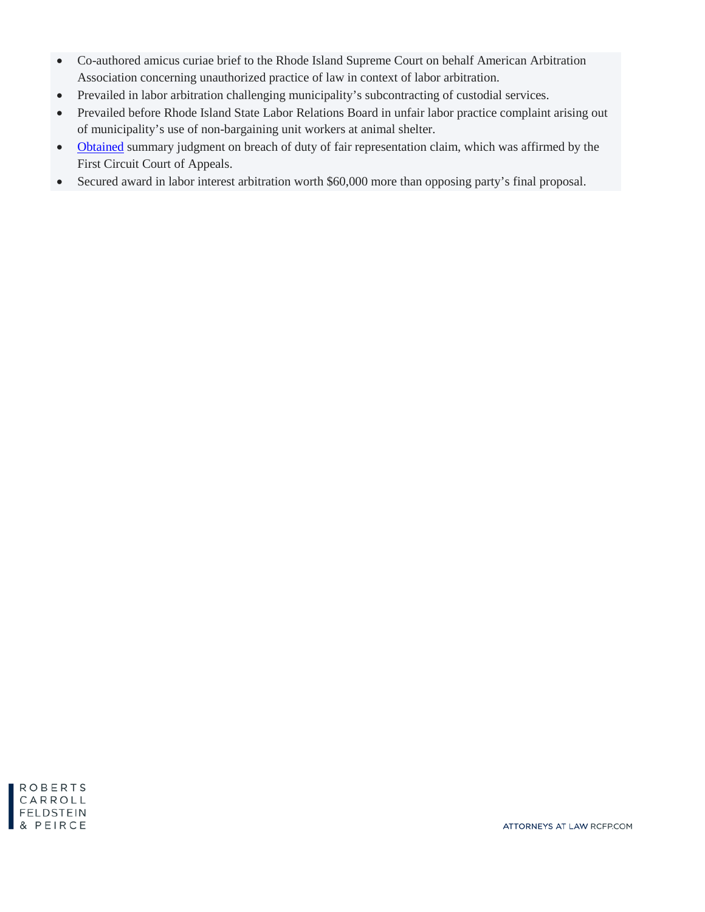- Co-authored amicus curiae brief to the Rhode Island Supreme Court on behalf American Arbitration Association concerning unauthorized practice of law in context of labor arbitration.
- Prevailed in labor arbitration challenging municipality's subcontracting of custodial services.
- Prevailed before Rhode Island State Labor Relations Board in unfair labor practice complaint arising out of municipality's use of non-bargaining unit workers at animal shelter.
- Obtained summary judgment on breach of duty of fair representation claim, which was affirmed by the First Circuit Court of Appeals.
- Secured award in labor interest arbitration worth $60,000 more than opposing party's final proposal.